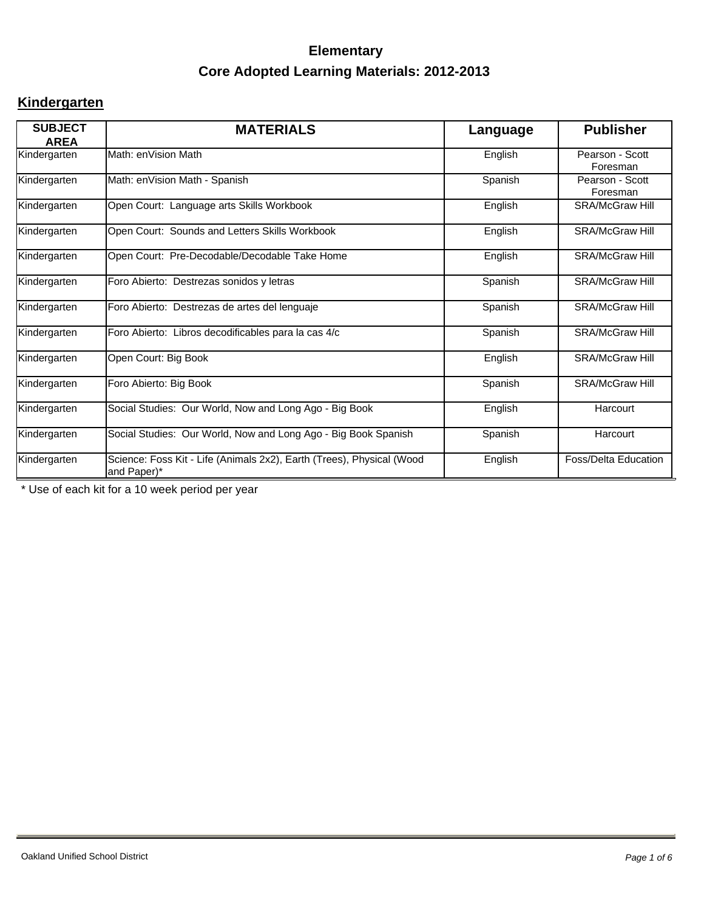# Elementary

## Core Adopted Learning Materials: 2012-2013

### Kindergarten

| SUBJECT AREA | MATERIALS | Language | Publisher |
|---|---|---|---|
| Kindergarten | Math: enVision Math | English | Pearson - Scott Foresman |
| Kindergarten | Math: enVision Math - Spanish | Spanish | Pearson - Scott Foresman |
| Kindergarten | Open Court:  Language arts Skills Workbook | English | SRA/McGraw Hill |
| Kindergarten | Open Court:  Sounds and Letters Skills Workbook | English | SRA/McGraw Hill |
| Kindergarten | Open Court:  Pre-Decodable/Decodable Take Home | English | SRA/McGraw Hill |
| Kindergarten | Foro Abierto:  Destrezas sonidos y letras | Spanish | SRA/McGraw Hill |
| Kindergarten | Foro Abierto:  Destrezas de artes del lenguaje | Spanish | SRA/McGraw Hill |
| Kindergarten | Foro Abierto:  Libros decodificables para la cas 4/c | Spanish | SRA/McGraw Hill |
| Kindergarten | Open Court: Big Book | English | SRA/McGraw Hill |
| Kindergarten | Foro Abierto: Big Book | Spanish | SRA/McGraw Hill |
| Kindergarten | Social Studies:  Our World, Now and Long Ago - Big Book | English | Harcourt |
| Kindergarten | Social Studies:  Our World, Now and Long Ago - Big Book Spanish | Spanish | Harcourt |
| Kindergarten | Science: Foss Kit - Life (Animals 2x2), Earth (Trees), Physical (Wood and Paper)* | English | Foss/Delta Education |

* Use of each kit for a 10 week period per year

Oakland Unified School District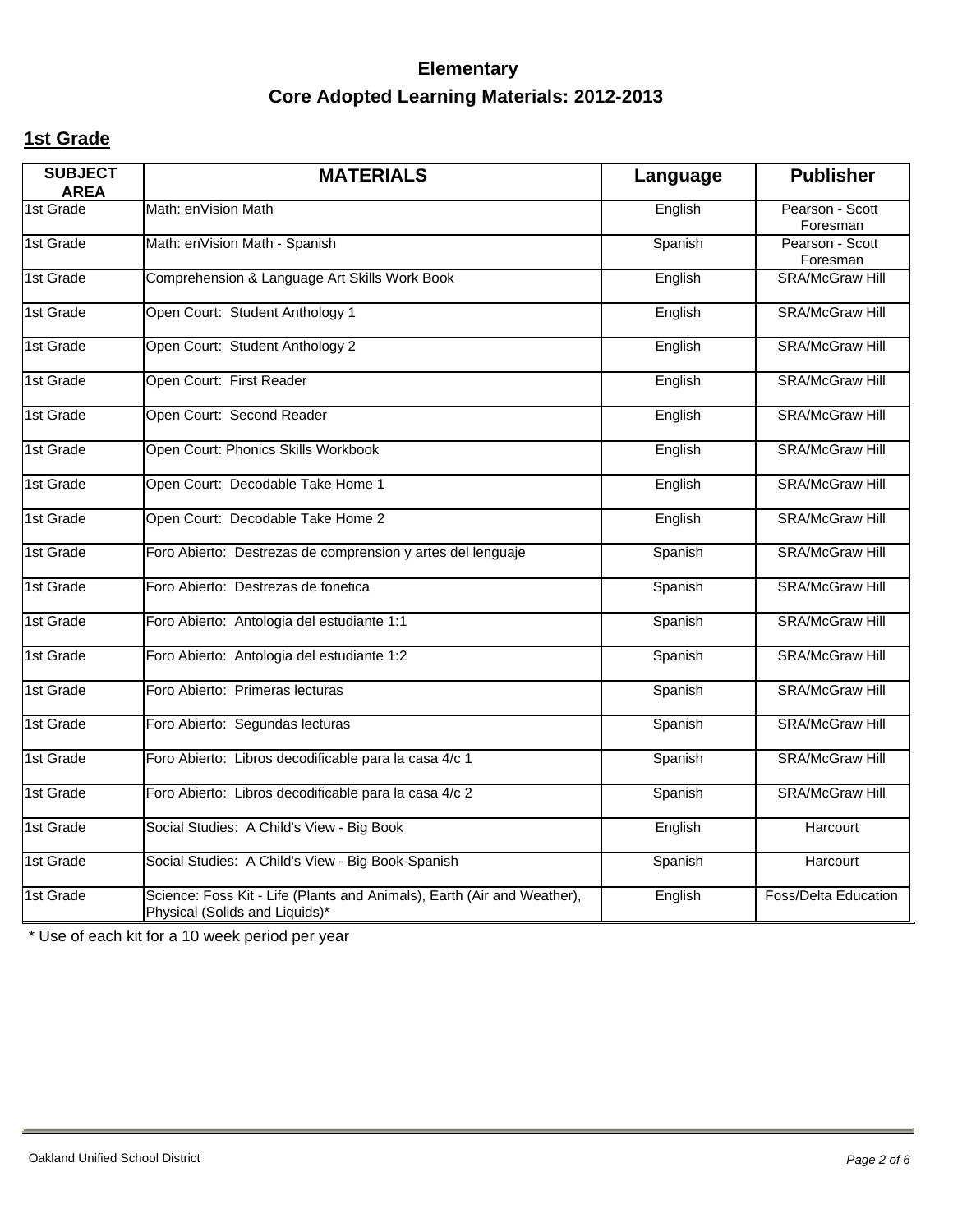# Elementary

## Core Adopted Learning Materials: 2012-2013

### 1st Grade

| SUBJECT AREA | MATERIALS | Language | Publisher |
|---|---|---|---|
| 1st Grade | Math: enVision Math | English | Pearson - Scott Foresman |
| 1st Grade | Math: enVision Math - Spanish | Spanish | Pearson - Scott Foresman |
| 1st Grade | Comprehension & Language Art Skills Work Book | English | SRA/McGraw Hill |
| 1st Grade | Open Court: Student Anthology 1 | English | SRA/McGraw Hill |
| 1st Grade | Open Court: Student Anthology 2 | English | SRA/McGraw Hill |
| 1st Grade | Open Court: First Reader | English | SRA/McGraw Hill |
| 1st Grade | Open Court: Second Reader | English | SRA/McGraw Hill |
| 1st Grade | Open Court: Phonics Skills Workbook | English | SRA/McGraw Hill |
| 1st Grade | Open Court: Decodable Take Home 1 | English | SRA/McGraw Hill |
| 1st Grade | Open Court: Decodable Take Home 2 | English | SRA/McGraw Hill |
| 1st Grade | Foro Abierto: Destrezas de comprension y artes del lenguaje | Spanish | SRA/McGraw Hill |
| 1st Grade | Foro Abierto: Destrezas de fonetica | Spanish | SRA/McGraw Hill |
| 1st Grade | Foro Abierto: Antologia del estudiante 1:1 | Spanish | SRA/McGraw Hill |
| 1st Grade | Foro Abierto: Antologia del estudiante 1:2 | Spanish | SRA/McGraw Hill |
| 1st Grade | Foro Abierto: Primeras lecturas | Spanish | SRA/McGraw Hill |
| 1st Grade | Foro Abierto: Segundas lecturas | Spanish | SRA/McGraw Hill |
| 1st Grade | Foro Abierto: Libros decodificable para la casa 4/c 1 | Spanish | SRA/McGraw Hill |
| 1st Grade | Foro Abierto: Libros decodificable para la casa 4/c 2 | Spanish | SRA/McGraw Hill |
| 1st Grade | Social Studies: A Child's View - Big Book | English | Harcourt |
| 1st Grade | Social Studies: A Child's View - Big Book-Spanish | Spanish | Harcourt |
| 1st Grade | Science: Foss Kit - Life (Plants and Animals), Earth (Air and Weather), Physical (Solids and Liquids)* | English | Foss/Delta Education |

\* Use of each kit for a 10 week period per year

Oakland Unified School District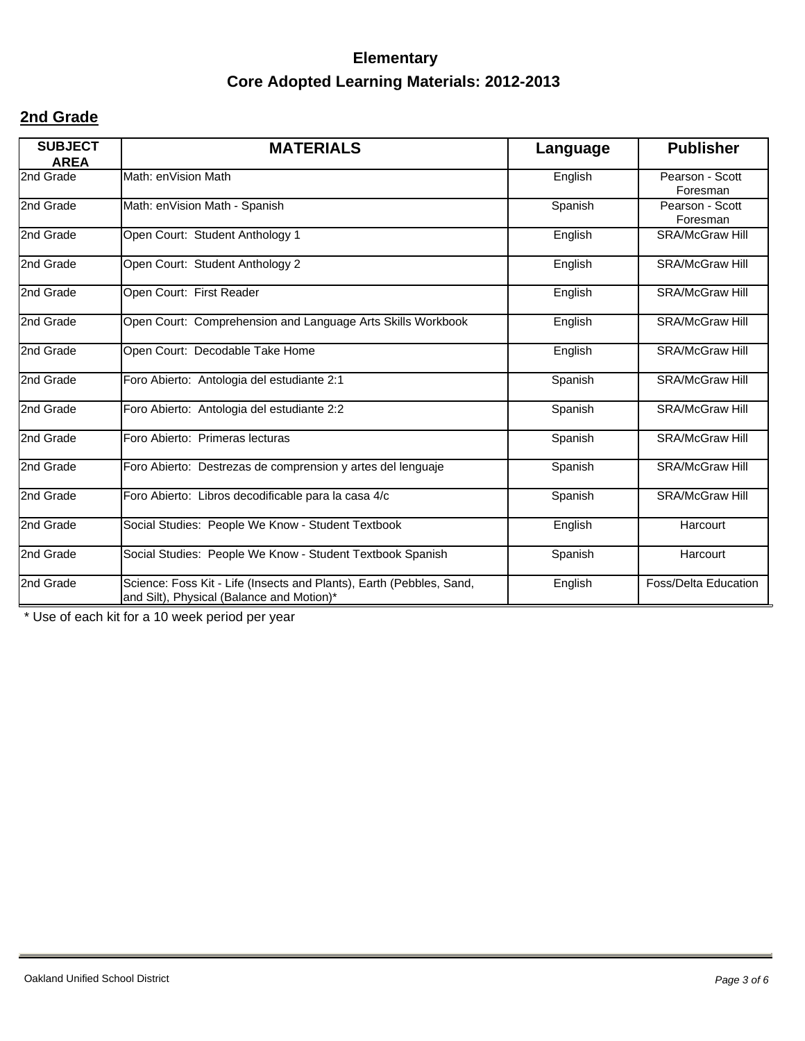# Elementary

## Core Adopted Learning Materials: 2012-2013

### 2nd Grade

| SUBJECT AREA | MATERIALS | Language | Publisher |
|---|---|---|---|
| 2nd Grade | Math: enVision Math | English | Pearson - Scott Foresman |
| 2nd Grade | Math: enVision Math - Spanish | Spanish | Pearson - Scott Foresman |
| 2nd Grade | Open Court: Student Anthology 1 | English | SRA/McGraw Hill |
| 2nd Grade | Open Court: Student Anthology 2 | English | SRA/McGraw Hill |
| 2nd Grade | Open Court: First Reader | English | SRA/McGraw Hill |
| 2nd Grade | Open Court: Comprehension and Language Arts Skills Workbook | English | SRA/McGraw Hill |
| 2nd Grade | Open Court: Decodable Take Home | English | SRA/McGraw Hill |
| 2nd Grade | Foro Abierto: Antologia del estudiante 2:1 | Spanish | SRA/McGraw Hill |
| 2nd Grade | Foro Abierto: Antologia del estudiante 2:2 | Spanish | SRA/McGraw Hill |
| 2nd Grade | Foro Abierto: Primeras lecturas | Spanish | SRA/McGraw Hill |
| 2nd Grade | Foro Abierto: Destrezas de comprension y artes del lenguaje | Spanish | SRA/McGraw Hill |
| 2nd Grade | Foro Abierto: Libros decodificable para la casa 4/c | Spanish | SRA/McGraw Hill |
| 2nd Grade | Social Studies: People We Know - Student Textbook | English | Harcourt |
| 2nd Grade | Social Studies: People We Know - Student Textbook Spanish | Spanish | Harcourt |
| 2nd Grade | Science: Foss Kit - Life (Insects and Plants), Earth (Pebbles, Sand, and Silt), Physical (Balance and Motion)* | English | Foss/Delta Education |

* Use of each kit for a 10 week period per year

Oakland Unified School District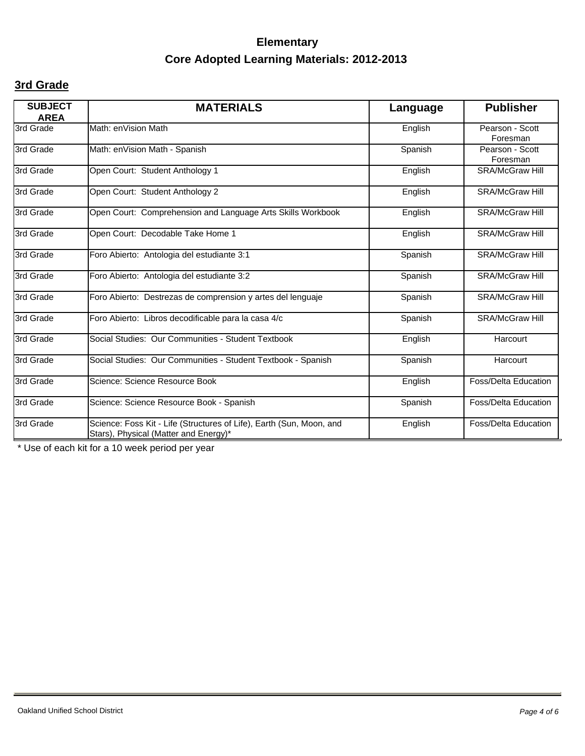# Elementary

## Core Adopted Learning Materials: 2012-2013

### 3rd Grade

| SUBJECT AREA | MATERIALS | Language | Publisher |
|---|---|---|---|
| 3rd Grade | Math: enVision Math | English | Pearson - Scott Foresman |
| 3rd Grade | Math: enVision Math - Spanish | Spanish | Pearson - Scott Foresman |
| 3rd Grade | Open Court: Student Anthology 1 | English | SRA/McGraw Hill |
| 3rd Grade | Open Court: Student Anthology 2 | English | SRA/McGraw Hill |
| 3rd Grade | Open Court: Comprehension and Language Arts Skills Workbook | English | SRA/McGraw Hill |
| 3rd Grade | Open Court: Decodable Take Home 1 | English | SRA/McGraw Hill |
| 3rd Grade | Foro Abierto: Antologia del estudiante 3:1 | Spanish | SRA/McGraw Hill |
| 3rd Grade | Foro Abierto: Antologia del estudiante 3:2 | Spanish | SRA/McGraw Hill |
| 3rd Grade | Foro Abierto: Destrezas de comprension y artes del lenguaje | Spanish | SRA/McGraw Hill |
| 3rd Grade | Foro Abierto: Libros decodificable para la casa 4/c | Spanish | SRA/McGraw Hill |
| 3rd Grade | Social Studies: Our Communities - Student Textbook | English | Harcourt |
| 3rd Grade | Social Studies: Our Communities - Student Textbook - Spanish | Spanish | Harcourt |
| 3rd Grade | Science: Science Resource Book | English | Foss/Delta Education |
| 3rd Grade | Science: Science Resource Book - Spanish | Spanish | Foss/Delta Education |
| 3rd Grade | Science: Foss Kit - Life (Structures of Life), Earth (Sun, Moon, and Stars), Physical (Matter and Energy)* | English | Foss/Delta Education |

* Use of each kit for a 10 week period per year

Oakland Unified School District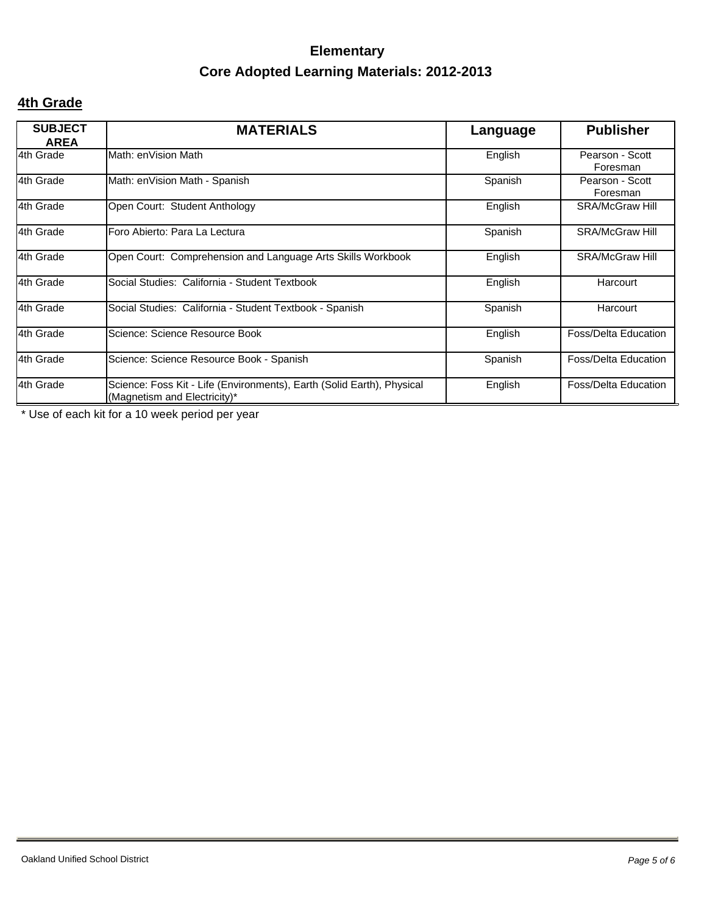# Elementary

## Core Adopted Learning Materials: 2012-2013

### 4th Grade

| SUBJECT AREA | MATERIALS | Language | Publisher |
|---|---|---|---|
| 4th Grade | Math: enVision Math | English | Pearson - Scott Foresman |
| 4th Grade | Math: enVision Math - Spanish | Spanish | Pearson - Scott Foresman |
| 4th Grade | Open Court: Student Anthology | English | SRA/McGraw Hill |
| 4th Grade | Foro Abierto: Para La Lectura | Spanish | SRA/McGraw Hill |
| 4th Grade | Open Court: Comprehension and Language Arts Skills Workbook | English | SRA/McGraw Hill |
| 4th Grade | Social Studies: California - Student Textbook | English | Harcourt |
| 4th Grade | Social Studies: California - Student Textbook - Spanish | Spanish | Harcourt |
| 4th Grade | Science: Science Resource Book | English | Foss/Delta Education |
| 4th Grade | Science: Science Resource Book - Spanish | Spanish | Foss/Delta Education |
| 4th Grade | Science: Foss Kit - Life (Environments), Earth (Solid Earth), Physical (Magnetism and Electricity)* | English | Foss/Delta Education |

* Use of each kit for a 10 week period per year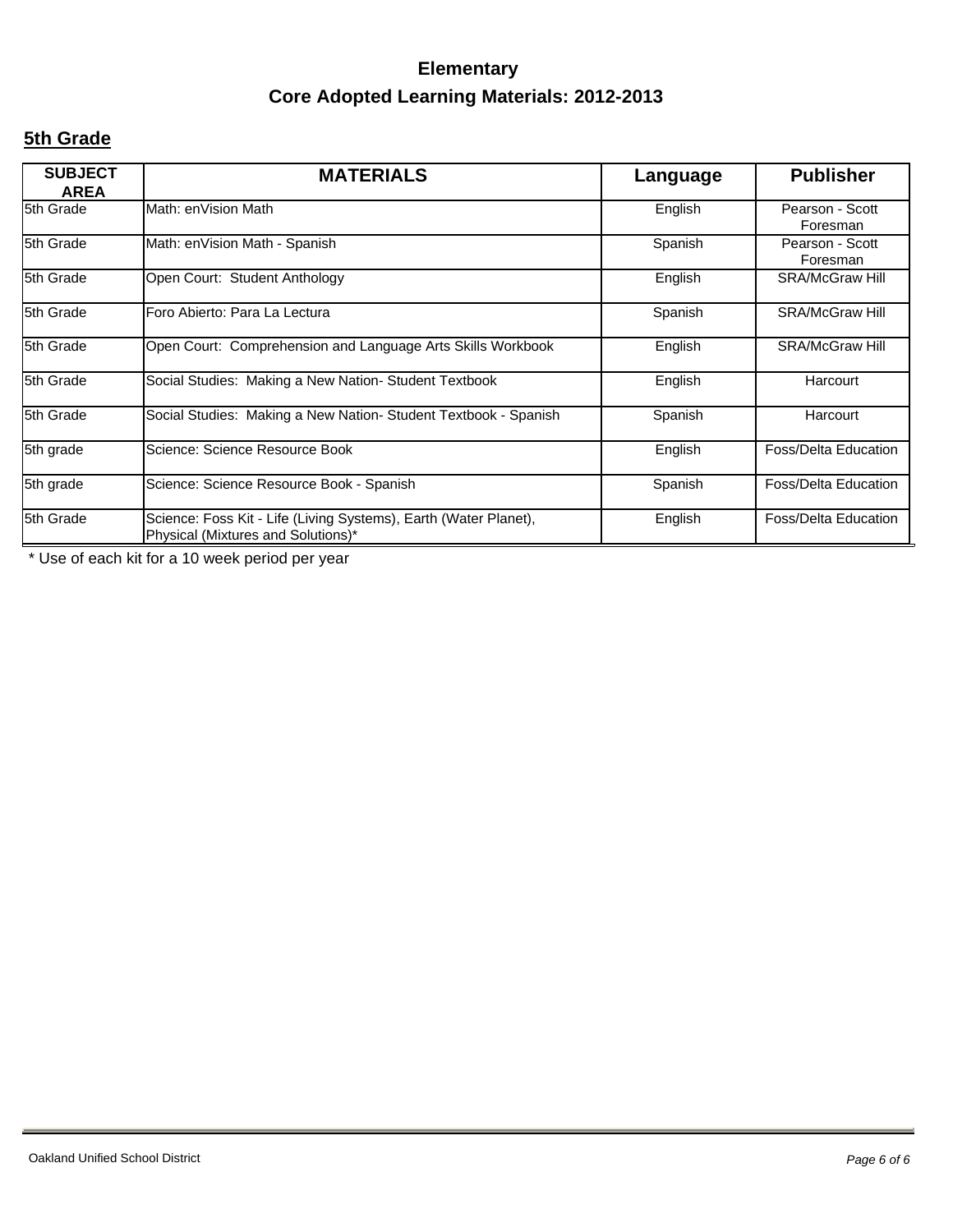# Elementary

## Core Adopted Learning Materials: 2012-2013

### 5th Grade

| SUBJECT AREA | MATERIALS | Language | Publisher |
|---|---|---|---|
| 5th Grade | Math: enVision Math | English | Pearson - Scott Foresman |
| 5th Grade | Math: enVision Math - Spanish | Spanish | Pearson - Scott Foresman |
| 5th Grade | Open Court: Student Anthology | English | SRA/McGraw Hill |
| 5th Grade | Foro Abierto: Para La Lectura | Spanish | SRA/McGraw Hill |
| 5th Grade | Open Court: Comprehension and Language Arts Skills Workbook | English | SRA/McGraw Hill |
| 5th Grade | Social Studies: Making a New Nation- Student Textbook | English | Harcourt |
| 5th Grade | Social Studies: Making a New Nation- Student Textbook - Spanish | Spanish | Harcourt |
| 5th grade | Science: Science Resource Book | English | Foss/Delta Education |
| 5th grade | Science: Science Resource Book - Spanish | Spanish | Foss/Delta Education |
| 5th Grade | Science: Foss Kit - Life (Living Systems), Earth (Water Planet), Physical (Mixtures and Solutions)* | English | Foss/Delta Education |

* Use of each kit for a 10 week period per year

Oakland Unified School District